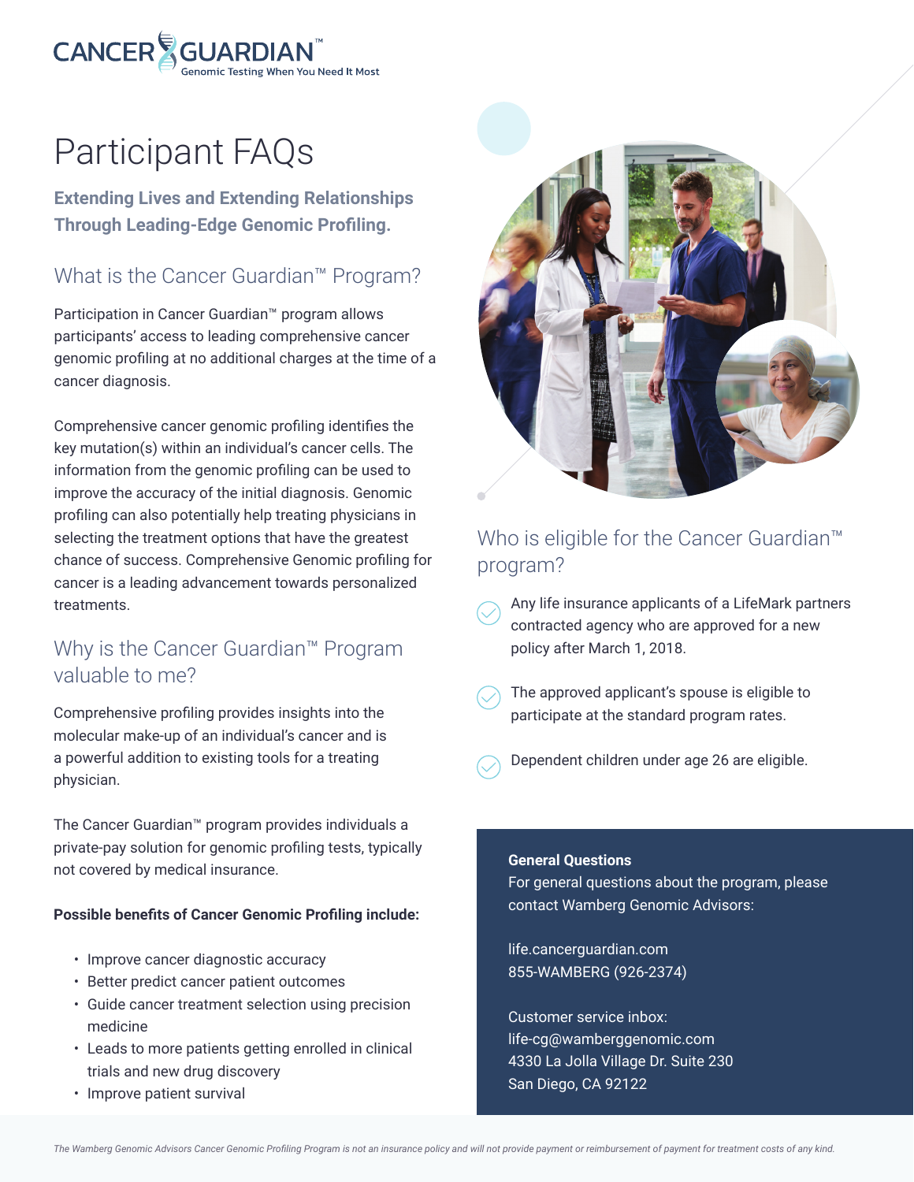CANCER GUARDIAN™
Genomic Testing When You Need It Most

# Participant FAQs

**Extending Lives and Extending Relationships Through Leading-Edge Genomic Profiling.**

## What is the Cancer Guardian™ Program?

Participation in Cancer Guardian™ program allows participants' access to leading comprehensive cancer genomic profiling at no additional charges at the time of a cancer diagnosis.

Comprehensive cancer genomic profiling identifies the key mutation(s) within an individual's cancer cells. The information from the genomic profiling can be used to improve the accuracy of the initial diagnosis. Genomic profiling can also potentially help treating physicians in selecting the treatment options that have the greatest chance of success. Comprehensive Genomic profiling for cancer is a leading advancement towards personalized treatments.

## Why is the Cancer Guardian™ Program valuable to me?

Comprehensive profiling provides insights into the molecular make-up of an individual's cancer and is a powerful addition to existing tools for a treating physician.

The Cancer Guardian™ program provides individuals a private-pay solution for genomic profiling tests, typically not covered by medical insurance.

**Possible benefits of Cancer Genomic Profiling include:**

- Improve cancer diagnostic accuracy
- Better predict cancer patient outcomes
- Guide cancer treatment selection using precision medicine
- Leads to more patients getting enrolled in clinical trials and new drug discovery
- Improve patient survival

## Who is eligible for the Cancer Guardian™ program?

- Any life insurance applicants of a LifeMark partners contracted agency who are approved for a new policy after March 1, 2018.
- The approved applicant's spouse is eligible to participate at the standard program rates.
- Dependent children under age 26 are eligible.

**General Questions**
For general questions about the program, please contact Wamberg Genomic Advisors:

life.cancerguardian.com
855-WAMBERG (926-2374)

Customer service inbox:
life-cg@wamberggenomic.com
4330 La Jolla Village Dr. Suite 230
San Diego, CA 92122

*The Wamberg Genomic Advisors Cancer Genomic Profiling Program is not an insurance policy and will not provide payment or reimbursement of payment for treatment costs of any kind.*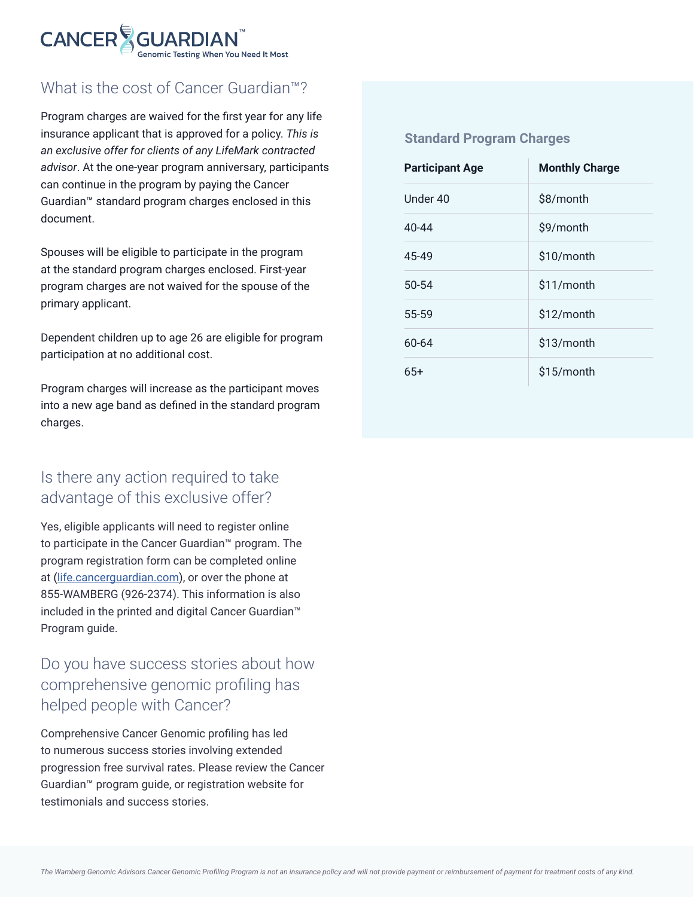# CANCER GUARDIAN™

Genomic Testing When You Need It Most

## What is the cost of Cancer Guardian™?

Program charges are waived for the first year for any life insurance applicant that is approved for a policy. *This is an exclusive offer for clients of any LifeMark contracted advisor*. At the one-year program anniversary, participants can continue in the program by paying the Cancer Guardian™ standard program charges enclosed in this document.

Spouses will be eligible to participate in the program at the standard program charges enclosed. First-year program charges are not waived for the spouse of the primary applicant.

Dependent children up to age 26 are eligible for program participation at no additional cost.

Program charges will increase as the participant moves into a new age band as defined in the standard program charges.

### Standard Program Charges

| Participant Age | Monthly Charge |
|---|---|
| Under 40 | $8/month |
| 40-44 | $9/month |
| 45-49 | $10/month |
| 50-54 | $11/month |
| 55-59 | $12/month |
| 60-64 | $13/month |
| 65+ | $15/month |

## Is there any action required to take advantage of this exclusive offer?

Yes, eligible applicants will need to register online to participate in the Cancer Guardian™ program. The program registration form can be completed online at (life.cancerguardian.com), or over the phone at 855-WAMBERG (926-2374). This information is also included in the printed and digital Cancer Guardian™ Program guide.

## Do you have success stories about how comprehensive genomic profiling has helped people with Cancer?

Comprehensive Cancer Genomic profiling has led to numerous success stories involving extended progression free survival rates. Please review the Cancer Guardian™ program guide, or registration website for testimonials and success stories.

*The Wamberg Genomic Advisors Cancer Genomic Profiling Program is not an insurance policy and will not provide payment or reimbursement of payment for treatment costs of any kind.*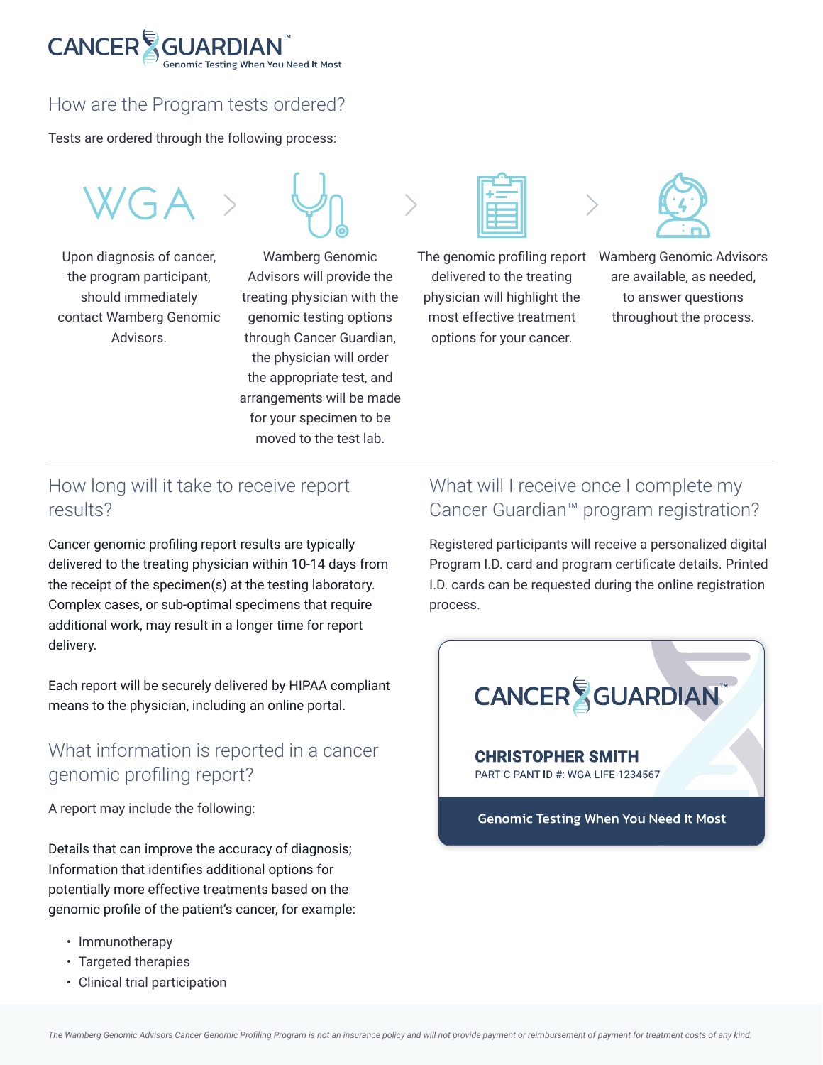CANCER GUARDIAN™
Genomic Testing When You Need It Most

## How are the Program tests ordered?

Tests are ordered through the following process:

1. Upon diagnosis of cancer, the program participant, should immediately contact Wamberg Genomic Advisors.
2. Wamberg Genomic Advisors will provide the treating physician with the genomic testing options through Cancer Guardian, the physician will order the appropriate test, and arrangements will be made for your specimen to be moved to the test lab.
3. The genomic profiling report delivered to the treating physician will highlight the most effective treatment options for your cancer.
4. Wamberg Genomic Advisors are available, as needed, to answer questions throughout the process.

## How long will it take to receive report results?

Cancer genomic profiling report results are typically delivered to the treating physician within 10-14 days from the receipt of the specimen(s) at the testing laboratory. Complex cases, or sub-optimal specimens that require additional work, may result in a longer time for report delivery.

Each report will be securely delivered by HIPAA compliant means to the physician, including an online portal.

## What information is reported in a cancer genomic profiling report?

A report may include the following:

Details that can improve the accuracy of diagnosis; Information that identifies additional options for potentially more effective treatments based on the genomic profile of the patient's cancer, for example:

- Immunotherapy
- Targeted therapies
- Clinical trial participation

## What will I receive once I complete my Cancer Guardian™ program registration?

Registered participants will receive a personalized digital Program I.D. card and program certificate details. Printed I.D. cards can be requested during the online registration process.

CANCER GUARDIAN™

**CHRISTOPHER SMITH**
PARTICIPANT ID #: WGA-LIFE-1234567

Genomic Testing When You Need It Most

*The Wamberg Genomic Advisors Cancer Genomic Profiling Program is not an insurance policy and will not provide payment or reimbursement of payment for treatment costs of any kind.*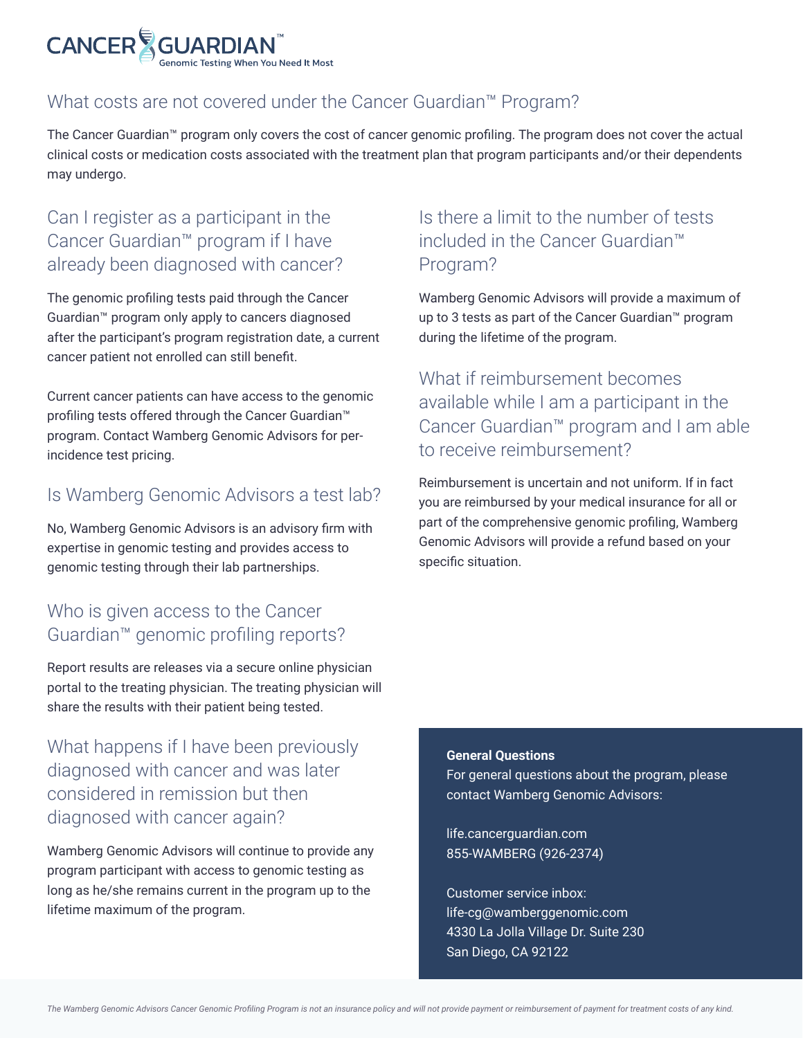# CANCER GUARDIAN™

Genomic Testing When You Need It Most

## What costs are not covered under the Cancer Guardian™ Program?

The Cancer Guardian™ program only covers the cost of cancer genomic profiling. The program does not cover the actual clinical costs or medication costs associated with the treatment plan that program participants and/or their dependents may undergo.

## Can I register as a participant in the Cancer Guardian™ program if I have already been diagnosed with cancer?

The genomic profiling tests paid through the Cancer Guardian™ program only apply to cancers diagnosed after the participant's program registration date, a current cancer patient not enrolled can still benefit.

Current cancer patients can have access to the genomic profiling tests offered through the Cancer Guardian™ program. Contact Wamberg Genomic Advisors for per-incidence test pricing.

## Is Wamberg Genomic Advisors a test lab?

No, Wamberg Genomic Advisors is an advisory firm with expertise in genomic testing and provides access to genomic testing through their lab partnerships.

## Who is given access to the Cancer Guardian™ genomic profiling reports?

Report results are releases via a secure online physician portal to the treating physician. The treating physician will share the results with their patient being tested.

## What happens if I have been previously diagnosed with cancer and was later considered in remission but then diagnosed with cancer again?

Wamberg Genomic Advisors will continue to provide any program participant with access to genomic testing as long as he/she remains current in the program up to the lifetime maximum of the program.

## Is there a limit to the number of tests included in the Cancer Guardian™ Program?

Wamberg Genomic Advisors will provide a maximum of up to 3 tests as part of the Cancer Guardian™ program during the lifetime of the program.

## What if reimbursement becomes available while I am a participant in the Cancer Guardian™ program and I am able to receive reimbursement?

Reimbursement is uncertain and not uniform. If in fact you are reimbursed by your medical insurance for all or part of the comprehensive genomic profiling, Wamberg Genomic Advisors will provide a refund based on your specific situation.

**General Questions**

For general questions about the program, please contact Wamberg Genomic Advisors:

life.cancerguardian.com
855-WAMBERG (926-2374)

Customer service inbox:
life-cg@wamberggenomic.com
4330 La Jolla Village Dr. Suite 230
San Diego, CA 92122

*The Wamberg Genomic Advisors Cancer Genomic Profiling Program is not an insurance policy and will not provide payment or reimbursement of payment for treatment costs of any kind.*